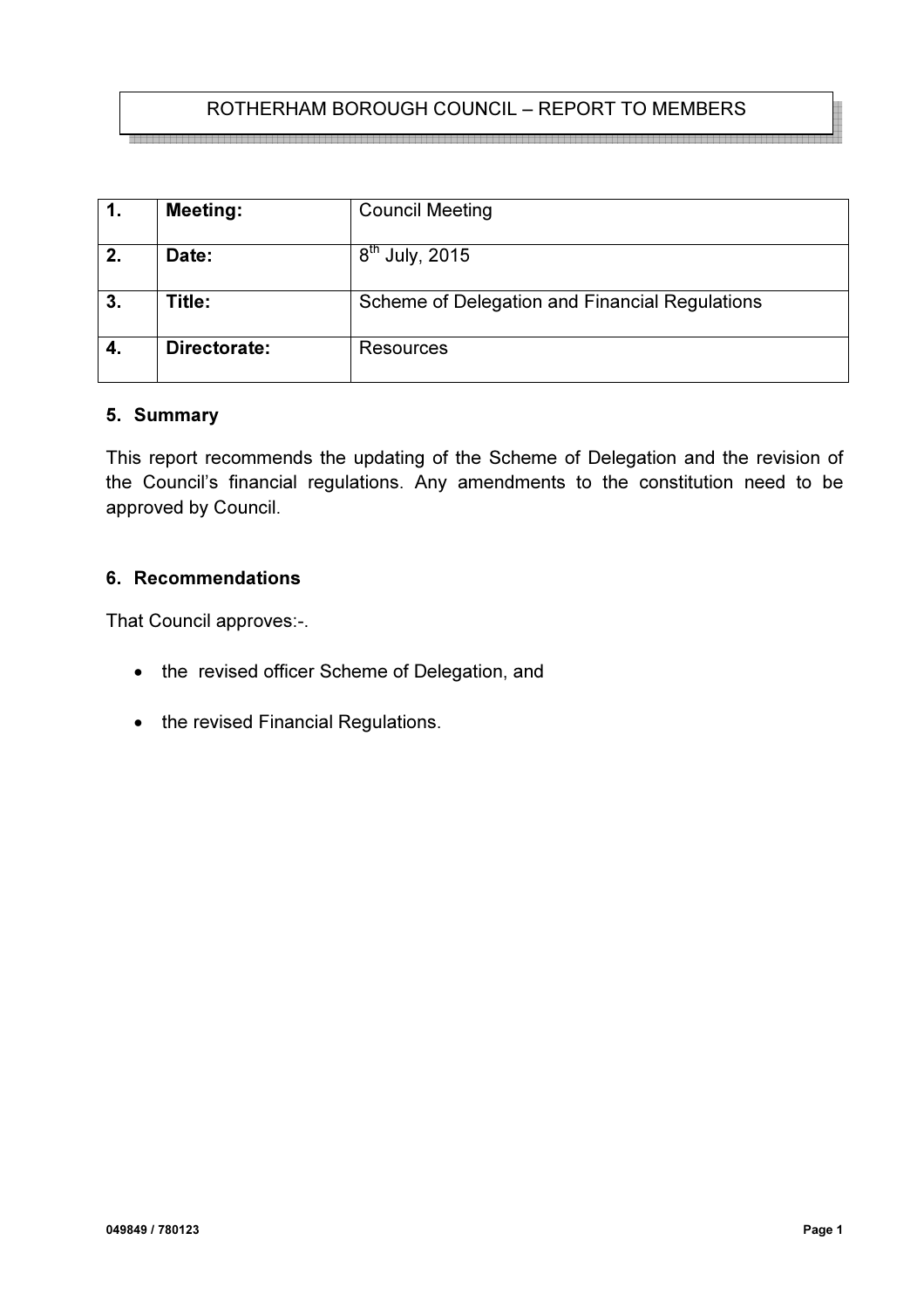ROTHERHAM BOROUGH COUNCIL – REPORT TO MEMBERS

| 1. | Meeting: | Council Meeting |
|---|---|---|
| 2. | Date: | 8th July, 2015 |
| 3. | Title: | Scheme of Delegation and Financial Regulations |
| 4. | Directorate: | Resources |

## 5. Summary

This report recommends the updating of the Scheme of Delegation and the revision of the Council's financial regulations. Any amendments to the constitution need to be approved by Council.

## 6. Recommendations

That Council approves:-.

- the revised officer Scheme of Delegation, and
- the revised Financial Regulations.

049849 / 780123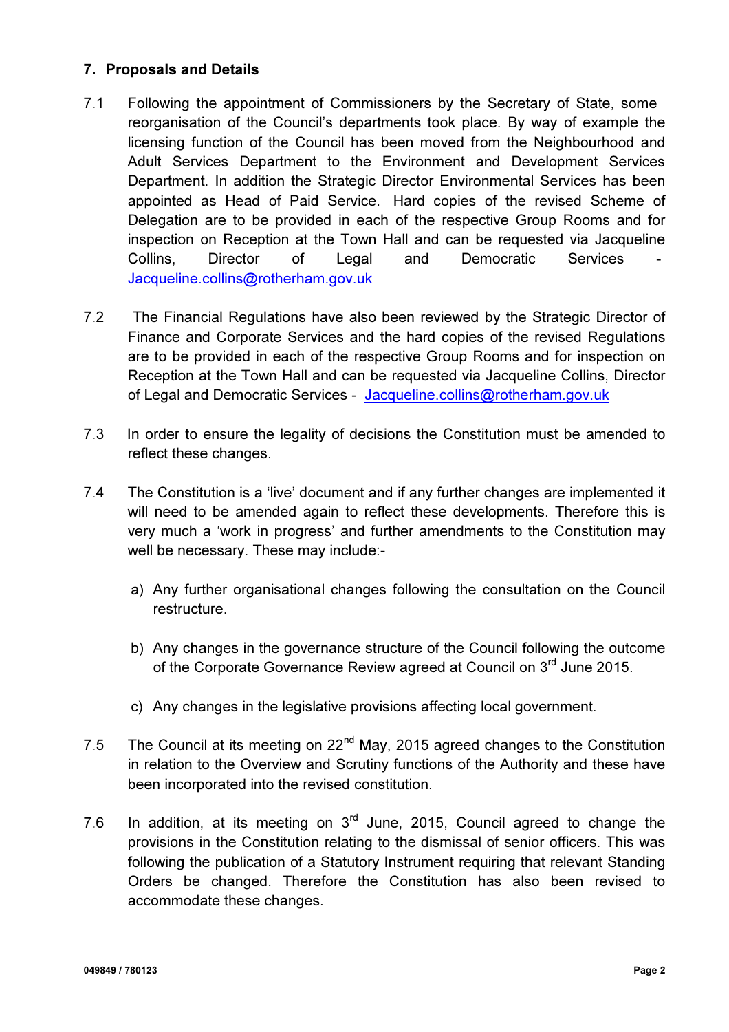## 7. Proposals and Details

7.1 Following the appointment of Commissioners by the Secretary of State, some reorganisation of the Council's departments took place. By way of example the licensing function of the Council has been moved from the Neighbourhood and Adult Services Department to the Environment and Development Services Department. In addition the Strategic Director Environmental Services has been appointed as Head of Paid Service. Hard copies of the revised Scheme of Delegation are to be provided in each of the respective Group Rooms and for inspection on Reception at the Town Hall and can be requested via Jacqueline Collins, Director of Legal and Democratic Services - Jacqueline.collins@rotherham.gov.uk

7.2 The Financial Regulations have also been reviewed by the Strategic Director of Finance and Corporate Services and the hard copies of the revised Regulations are to be provided in each of the respective Group Rooms and for inspection on Reception at the Town Hall and can be requested via Jacqueline Collins, Director of Legal and Democratic Services - Jacqueline.collins@rotherham.gov.uk

7.3 In order to ensure the legality of decisions the Constitution must be amended to reflect these changes.

7.4 The Constitution is a 'live' document and if any further changes are implemented it will need to be amended again to reflect these developments. Therefore this is very much a 'work in progress' and further amendments to the Constitution may well be necessary. These may include:-

a) Any further organisational changes following the consultation on the Council restructure.

b) Any changes in the governance structure of the Council following the outcome of the Corporate Governance Review agreed at Council on 3rd June 2015.

c) Any changes in the legislative provisions affecting local government.

7.5 The Council at its meeting on 22nd May, 2015 agreed changes to the Constitution in relation to the Overview and Scrutiny functions of the Authority and these have been incorporated into the revised constitution.

7.6 In addition, at its meeting on 3rd June, 2015, Council agreed to change the provisions in the Constitution relating to the dismissal of senior officers. This was following the publication of a Statutory Instrument requiring that relevant Standing Orders be changed. Therefore the Constitution has also been revised to accommodate these changes.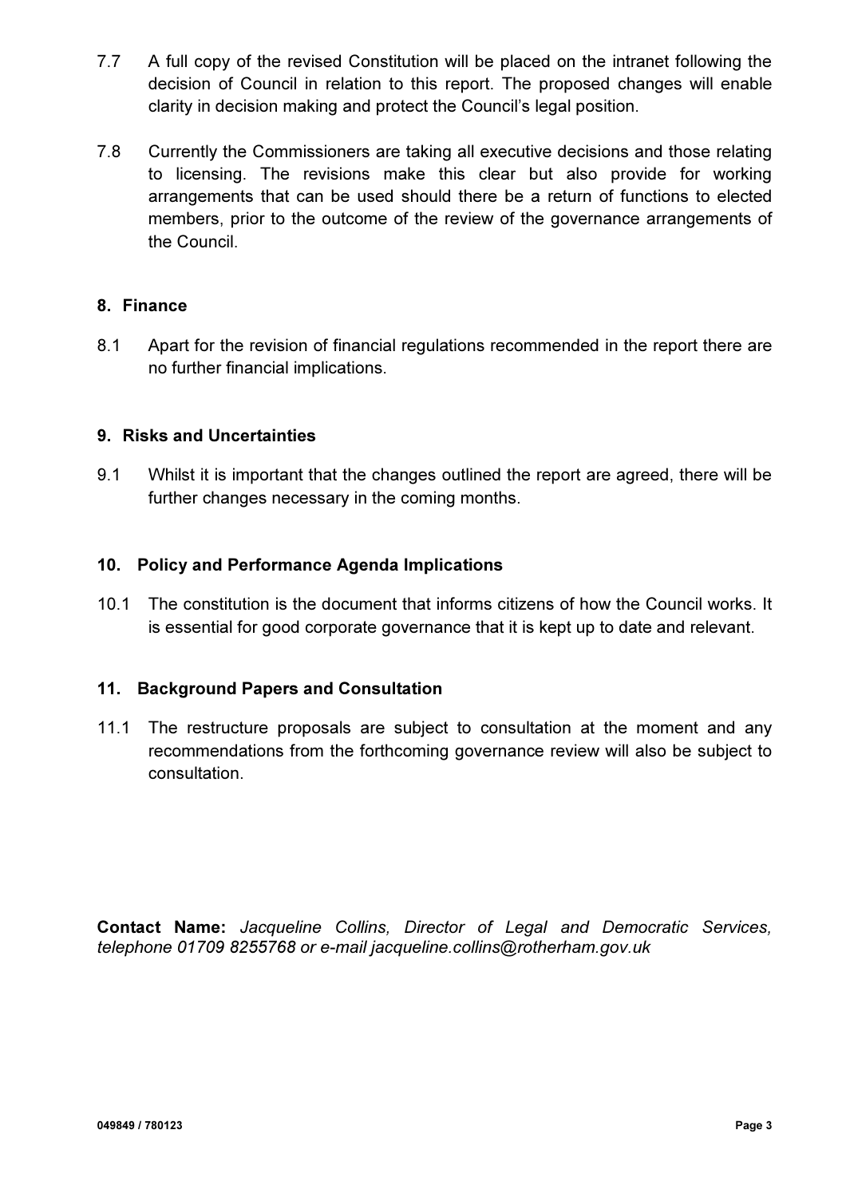7.7 A full copy of the revised Constitution will be placed on the intranet following the decision of Council in relation to this report. The proposed changes will enable clarity in decision making and protect the Council's legal position.

7.8 Currently the Commissioners are taking all executive decisions and those relating to licensing. The revisions make this clear but also provide for working arrangements that can be used should there be a return of functions to elected members, prior to the outcome of the review of the governance arrangements of the Council.

## 8. Finance

8.1 Apart for the revision of financial regulations recommended in the report there are no further financial implications.

## 9. Risks and Uncertainties

9.1 Whilst it is important that the changes outlined the report are agreed, there will be further changes necessary in the coming months.

## 10. Policy and Performance Agenda Implications

10.1 The constitution is the document that informs citizens of how the Council works. It is essential for good corporate governance that it is kept up to date and relevant.

## 11. Background Papers and Consultation

11.1 The restructure proposals are subject to consultation at the moment and any recommendations from the forthcoming governance review will also be subject to consultation.

**Contact Name:** *Jacqueline Collins, Director of Legal and Democratic Services, telephone 01709 8255768 or e-mail jacqueline.collins@rotherham.gov.uk*